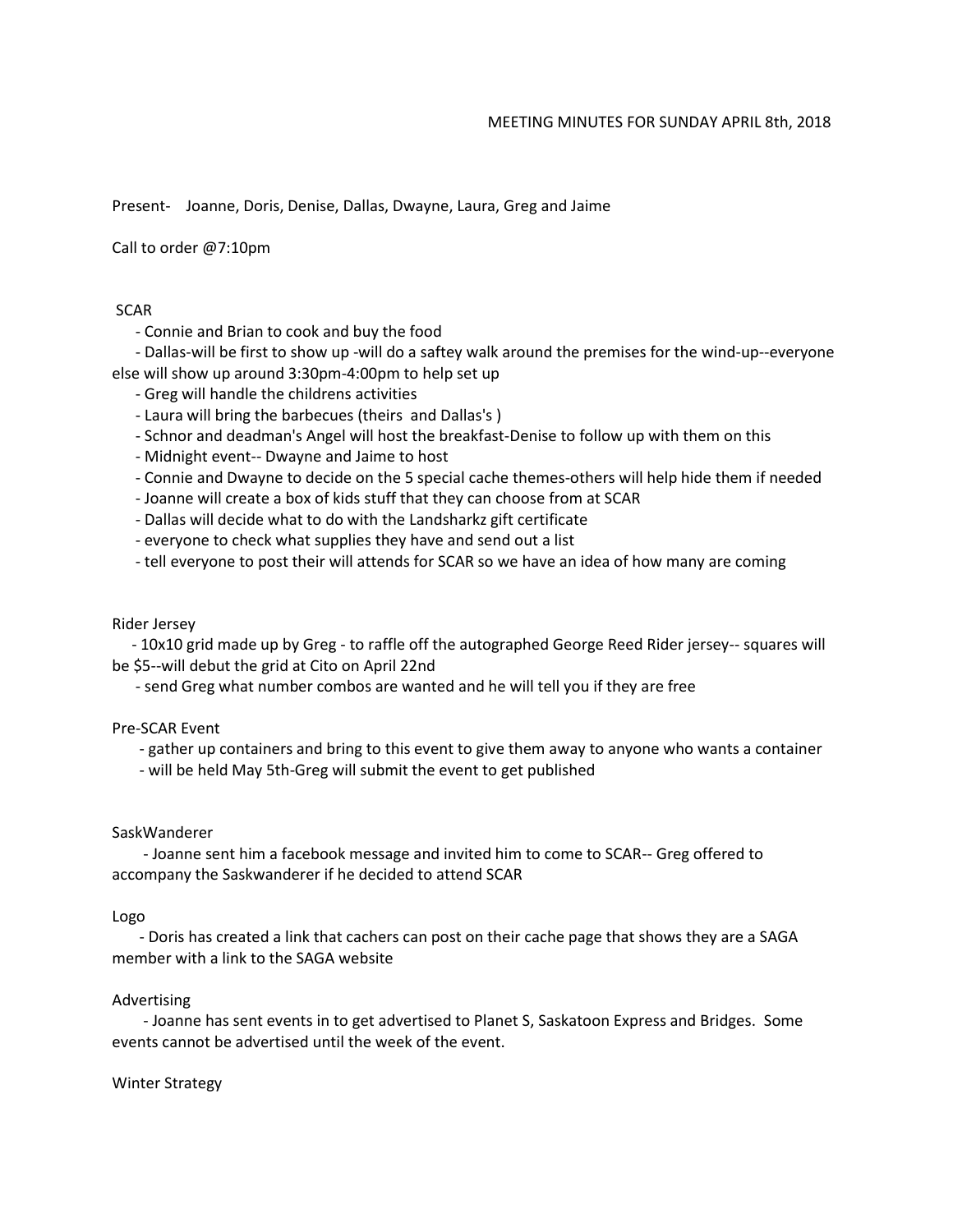MEETING MINUTES FOR SUNDAY APRIL 8th, 2018

Present- Joanne, Doris, Denise, Dallas, Dwayne, Laura, Greg and Jaime

Call to order @7:10pm

SCAR

- Connie and Brian to cook and buy the food
- Dallas-will be first to show up -will do a saftey walk around the premises for the wind-up--everyone else will show up around 3:30pm-4:00pm to help set up
- Greg will handle the childrens activities
- Laura will bring the barbecues (theirs and Dallas's )
- Schnor and deadman's Angel will host the breakfast-Denise to follow up with them on this
- Midnight event-- Dwayne and Jaime to host
- Connie and Dwayne to decide on the 5 special cache themes-others will help hide them if needed
- Joanne will create a box of kids stuff that they can choose from at SCAR
- Dallas will decide what to do with the Landsharkz gift certificate
- everyone to check what supplies they have and send out a list
- tell everyone to post their will attends for SCAR so we have an idea of how many are coming

Rider Jersey

- 10x10 grid made up by Greg - to raffle off the autographed George Reed Rider jersey-- squares will be $5--will debut the grid at Cito on April 22nd
- send Greg what number combos are wanted and he will tell you if they are free

Pre-SCAR Event

- gather up containers and bring to this event to give them away to anyone who wants a container
- will be held May 5th-Greg will submit the event to get published

SaskWanderer

- Joanne sent him a facebook message and invited him to come to SCAR-- Greg offered to accompany the Saskwanderer if he decided to attend SCAR

Logo

- Doris has created a link that cachers can post on their cache page that shows they are a SAGA member with a link to the SAGA website

Advertising

- Joanne has sent events in to get advertised to Planet S, Saskatoon Express and Bridges. Some events cannot be advertised until the week of the event.

Winter Strategy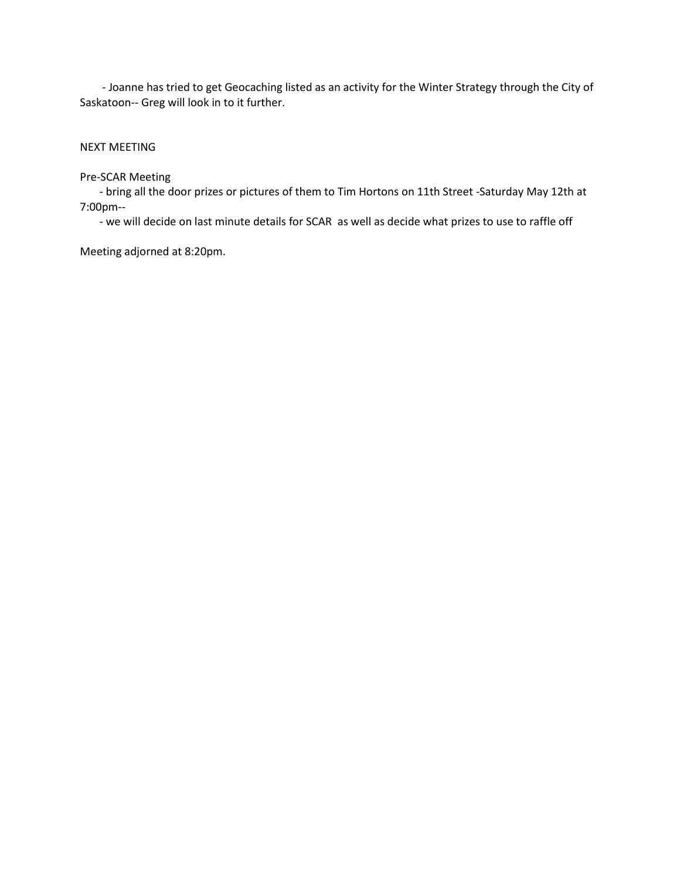- Joanne has tried to get Geocaching listed as an activity for the Winter Strategy through the City of Saskatoon-- Greg will look in to it further.

NEXT MEETING

Pre-SCAR Meeting

- bring all the door prizes or pictures of them to Tim Hortons on 11th Street -Saturday May 12th at 7:00pm--
- we will decide on last minute details for SCAR as well as decide what prizes to use to raffle off

Meeting adjorned at 8:20pm.